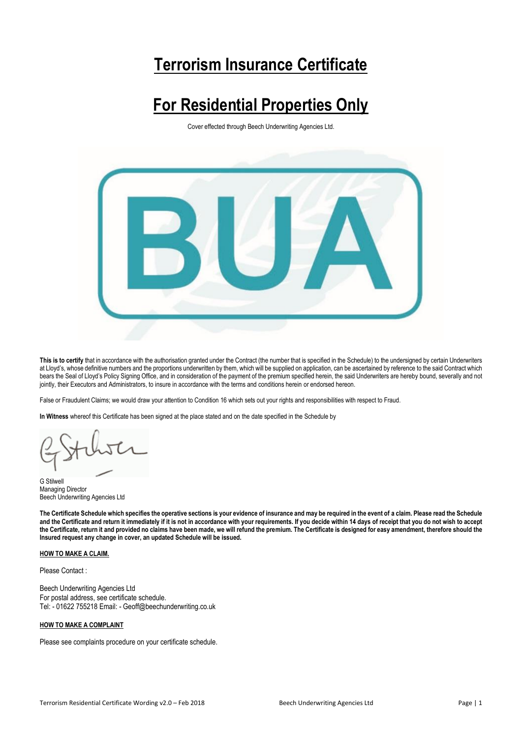// Terrorism Insurance Certificate

# Terrorism Insurance Certificate

# For Residential Properties Only

Cover effected through Beech Underwriting Agencies Ltd.

**This is to certify** that in accordance with the authorisation granted under the Contract (the number that is specified in the Schedule) to the undersigned by certain Underwriters at Lloyd's, whose definitive numbers and the proportions underwritten by them, which will be supplied on application, can be ascertained by reference to the said Contract which bears the Seal of Lloyd's Policy Signing Office, and in consideration of the payment of the premium specified herein, the said Underwriters are hereby bound, severally and not jointly, their Executors and Administrators, to insure in accordance with the terms and conditions herein or endorsed hereon.

False or Fraudulent Claims; we would draw your attention to Condition 16 which sets out your rights and responsibilities with respect to Fraud.

**In Witness** whereof this Certificate has been signed at the place stated and on the date specified in the Schedule by

G Stilwell
Managing Director
Beech Underwriting Agencies Ltd

**The Certificate Schedule which specifies the operative sections is your evidence of insurance and may be required in the event of a claim. Please read the Schedule and the Certificate and return it immediately if it is not in accordance with your requirements. If you decide within 14 days of receipt that you do not wish to accept the Certificate, return it and provided no claims have been made, we will refund the premium. The Certificate is designed for easy amendment, therefore should the Insured request any change in cover, an updated Schedule will be issued.**

**HOW TO MAKE A CLAIM.**

Please Contact :

Beech Underwriting Agencies Ltd
For postal address, see certificate schedule.
Tel: - 01622 755218 Email: - Geoff@beechunderwriting.co.uk

**HOW TO MAKE A COMPLAINT**

Please see complaints procedure on your certificate schedule.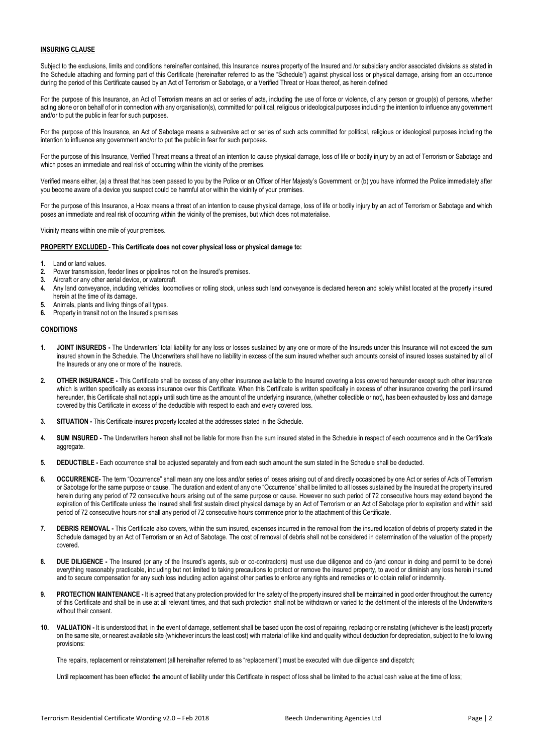**INSURING CLAUSE**

Subject to the exclusions, limits and conditions hereinafter contained, this Insurance insures property of the Insured and /or subsidiary and/or associated divisions as stated in the Schedule attaching and forming part of this Certificate (hereinafter referred to as the "Schedule") against physical loss or physical damage, arising from an occurrence during the period of this Certificate caused by an Act of Terrorism or Sabotage, or a Verified Threat or Hoax thereof, as herein defined

For the purpose of this Insurance, an Act of Terrorism means an act or series of acts, including the use of force or violence, of any person or group(s) of persons, whether acting alone or on behalf of or in connection with any organisation(s), committed for political, religious or ideological purposes including the intention to influence any government and/or to put the public in fear for such purposes.

For the purpose of this Insurance, an Act of Sabotage means a subversive act or series of such acts committed for political, religious or ideological purposes including the intention to influence any government and/or to put the public in fear for such purposes.

For the purpose of this Insurance, Verified Threat means a threat of an intention to cause physical damage, loss of life or bodily injury by an act of Terrorism or Sabotage and which poses an immediate and real risk of occurring within the vicinity of the premises.

Verified means either, (a) a threat that has been passed to you by the Police or an Officer of Her Majesty's Government; or (b) you have informed the Police immediately after you become aware of a device you suspect could be harmful at or within the vicinity of your premises.

For the purpose of this Insurance, a Hoax means a threat of an intention to cause physical damage, loss of life or bodily injury by an act of Terrorism or Sabotage and which poses an immediate and real risk of occurring within the vicinity of the premises, but which does not materialise.

Vicinity means within one mile of your premises.

**PROPERTY EXCLUDED - This Certificate does not cover physical loss or physical damage to:**

1. Land or land values.
2. Power transmission, feeder lines or pipelines not on the Insured's premises.
3. Aircraft or any other aerial device, or watercraft.
4. Any land conveyance, including vehicles, locomotives or rolling stock, unless such land conveyance is declared hereon and solely whilst located at the property insured herein at the time of its damage.
5. Animals, plants and living things of all types.
6. Property in transit not on the Insured's premises

**CONDITIONS**

1. **JOINT INSUREDS -** The Underwriters' total liability for any loss or losses sustained by any one or more of the Insureds under this Insurance will not exceed the sum insured shown in the Schedule. The Underwriters shall have no liability in excess of the sum insured whether such amounts consist of insured losses sustained by all of the Insureds or any one or more of the Insureds.

2. **OTHER INSURANCE -** This Certificate shall be excess of any other insurance available to the Insured covering a loss covered hereunder except such other insurance which is written specifically as excess insurance over this Certificate. When this Certificate is written specifically in excess of other insurance covering the peril insured hereunder, this Certificate shall not apply until such time as the amount of the underlying insurance, (whether collectible or not), has been exhausted by loss and damage covered by this Certificate in excess of the deductible with respect to each and every covered loss.

3. **SITUATION -** This Certificate insures property located at the addresses stated in the Schedule.

4. **SUM INSURED -** The Underwriters hereon shall not be liable for more than the sum insured stated in the Schedule in respect of each occurrence and in the Certificate aggregate.

5. **DEDUCTIBLE -** Each occurrence shall be adjusted separately and from each such amount the sum stated in the Schedule shall be deducted.

6. **OCCURRENCE-** The term "Occurrence" shall mean any one loss and/or series of losses arising out of and directly occasioned by one Act or series of Acts of Terrorism or Sabotage for the same purpose or cause. The duration and extent of any one "Occurrence" shall be limited to all losses sustained by the Insured at the property insured herein during any period of 72 consecutive hours arising out of the same purpose or cause. However no such period of 72 consecutive hours may extend beyond the expiration of this Certificate unless the Insured shall first sustain direct physical damage by an Act of Terrorism or an Act of Sabotage prior to expiration and within said period of 72 consecutive hours nor shall any period of 72 consecutive hours commence prior to the attachment of this Certificate.

7. **DEBRIS REMOVAL -** This Certificate also covers, within the sum insured, expenses incurred in the removal from the insured location of debris of property stated in the Schedule damaged by an Act of Terrorism or an Act of Sabotage. The cost of removal of debris shall not be considered in determination of the valuation of the property covered.

8. **DUE DILIGENCE -** The Insured (or any of the Insured's agents, sub or co-contractors) must use due diligence and do (and concur in doing and permit to be done) everything reasonably practicable, including but not limited to taking precautions to protect or remove the insured property, to avoid or diminish any loss herein insured and to secure compensation for any such loss including action against other parties to enforce any rights and remedies or to obtain relief or indemnity.

9. **PROTECTION MAINTENANCE -** It is agreed that any protection provided for the safety of the property insured shall be maintained in good order throughout the currency of this Certificate and shall be in use at all relevant times, and that such protection shall not be withdrawn or varied to the detriment of the interests of the Underwriters without their consent.

10. **VALUATION -** It is understood that, in the event of damage, settlement shall be based upon the cost of repairing, replacing or reinstating (whichever is the least) property on the same site, or nearest available site (whichever incurs the least cost) with material of like kind and quality without deduction for depreciation, subject to the following provisions:

    The repairs, replacement or reinstatement (all hereinafter referred to as "replacement") must be executed with due diligence and dispatch;

    Until replacement has been effected the amount of liability under this Certificate in respect of loss shall be limited to the actual cash value at the time of loss;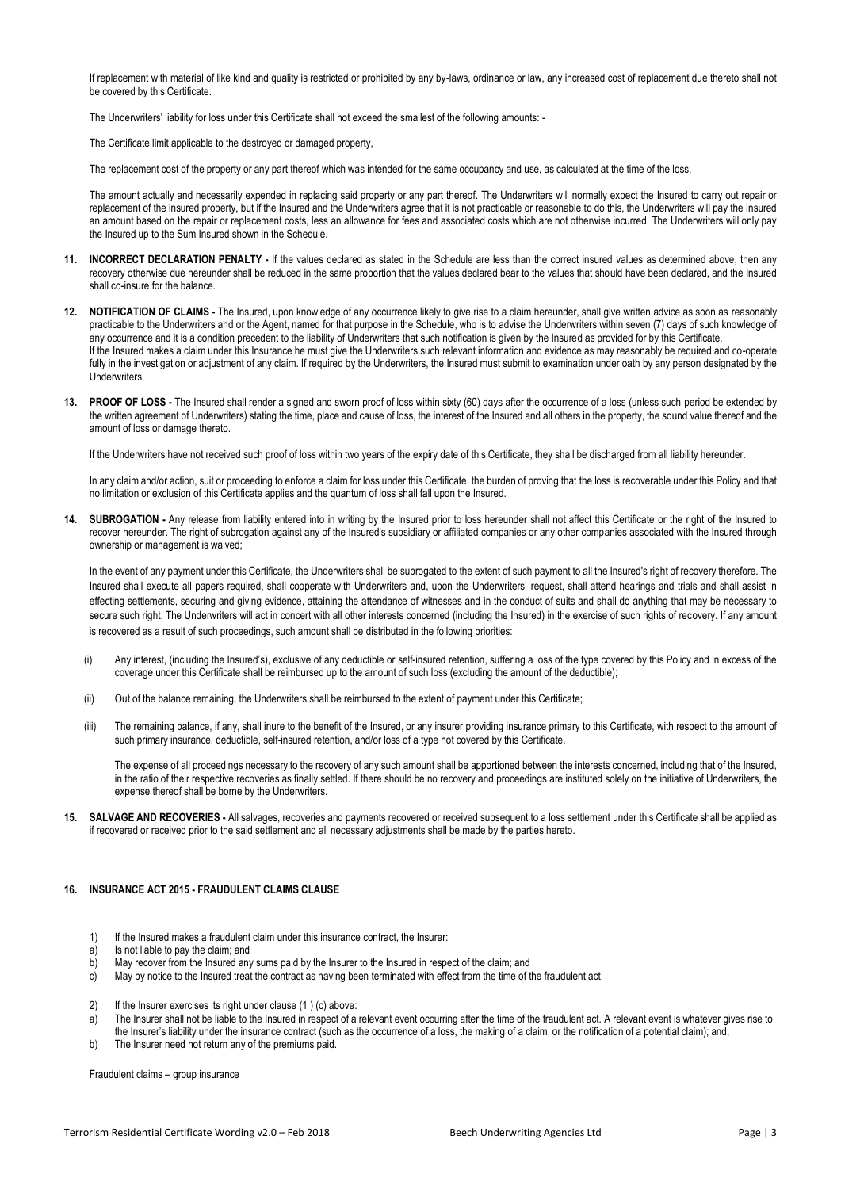If replacement with material of like kind and quality is restricted or prohibited by any by-laws, ordinance or law, any increased cost of replacement due thereto shall not be covered by this Certificate.

The Underwriters' liability for loss under this Certificate shall not exceed the smallest of the following amounts: -

The Certificate limit applicable to the destroyed or damaged property,

The replacement cost of the property or any part thereof which was intended for the same occupancy and use, as calculated at the time of the loss,

The amount actually and necessarily expended in replacing said property or any part thereof. The Underwriters will normally expect the Insured to carry out repair or replacement of the insured property, but if the Insured and the Underwriters agree that it is not practicable or reasonable to do this, the Underwriters will pay the Insured an amount based on the repair or replacement costs, less an allowance for fees and associated costs which are not otherwise incurred. The Underwriters will only pay the Insured up to the Sum Insured shown in the Schedule.

**11. INCORRECT DECLARATION PENALTY -** If the values declared as stated in the Schedule are less than the correct insured values as determined above, then any recovery otherwise due hereunder shall be reduced in the same proportion that the values declared bear to the values that should have been declared, and the Insured shall co-insure for the balance.

**12. NOTIFICATION OF CLAIMS -** The Insured, upon knowledge of any occurrence likely to give rise to a claim hereunder, shall give written advice as soon as reasonably practicable to the Underwriters and or the Agent, named for that purpose in the Schedule, who is to advise the Underwriters within seven (7) days of such knowledge of any occurrence and it is a condition precedent to the liability of Underwriters that such notification is given by the Insured as provided for by this Certificate.
If the Insured makes a claim under this Insurance he must give the Underwriters such relevant information and evidence as may reasonably be required and co-operate fully in the investigation or adjustment of any claim. If required by the Underwriters, the Insured must submit to examination under oath by any person designated by the Underwriters.

**13. PROOF OF LOSS -** The Insured shall render a signed and sworn proof of loss within sixty (60) days after the occurrence of a loss (unless such period be extended by the written agreement of Underwriters) stating the time, place and cause of loss, the interest of the Insured and all others in the property, the sound value thereof and the amount of loss or damage thereto.

If the Underwriters have not received such proof of loss within two years of the expiry date of this Certificate, they shall be discharged from all liability hereunder.

In any claim and/or action, suit or proceeding to enforce a claim for loss under this Certificate, the burden of proving that the loss is recoverable under this Policy and that no limitation or exclusion of this Certificate applies and the quantum of loss shall fall upon the Insured.

**14. SUBROGATION -** Any release from liability entered into in writing by the Insured prior to loss hereunder shall not affect this Certificate or the right of the Insured to recover hereunder. The right of subrogation against any of the Insured's subsidiary or affiliated companies or any other companies associated with the Insured through ownership or management is waived;

In the event of any payment under this Certificate, the Underwriters shall be subrogated to the extent of such payment to all the Insured's right of recovery therefore. The Insured shall execute all papers required, shall cooperate with Underwriters and, upon the Underwriters' request, shall attend hearings and trials and shall assist in effecting settlements, securing and giving evidence, attaining the attendance of witnesses and in the conduct of suits and shall do anything that may be necessary to secure such right. The Underwriters will act in concert with all other interests concerned (including the Insured) in the exercise of such rights of recovery. If any amount is recovered as a result of such proceedings, such amount shall be distributed in the following priorities:

(i) Any interest, (including the Insured's), exclusive of any deductible or self-insured retention, suffering a loss of the type covered by this Policy and in excess of the coverage under this Certificate shall be reimbursed up to the amount of such loss (excluding the amount of the deductible);

(ii) Out of the balance remaining, the Underwriters shall be reimbursed to the extent of payment under this Certificate;

(iii) The remaining balance, if any, shall inure to the benefit of the Insured, or any insurer providing insurance primary to this Certificate, with respect to the amount of such primary insurance, deductible, self-insured retention, and/or loss of a type not covered by this Certificate.

The expense of all proceedings necessary to the recovery of any such amount shall be apportioned between the interests concerned, including that of the Insured, in the ratio of their respective recoveries as finally settled. If there should be no recovery and proceedings are instituted solely on the initiative of Underwriters, the expense thereof shall be borne by the Underwriters.

**15. SALVAGE AND RECOVERIES -** All salvages, recoveries and payments recovered or received subsequent to a loss settlement under this Certificate shall be applied as if recovered or received prior to the said settlement and all necessary adjustments shall be made by the parties hereto.

**16. INSURANCE ACT 2015 - FRAUDULENT CLAIMS CLAUSE**

1) If the Insured makes a fraudulent claim under this insurance contract, the Insurer:
a) Is not liable to pay the claim; and
b) May recover from the Insured any sums paid by the Insurer to the Insured in respect of the claim; and
c) May by notice to the Insured treat the contract as having been terminated with effect from the time of the fraudulent act.

2) If the Insurer exercises its right under clause (1 ) (c) above:
a) The Insurer shall not be liable to the Insured in respect of a relevant event occurring after the time of the fraudulent act. A relevant event is whatever gives rise to the Insurer's liability under the insurance contract (such as the occurrence of a loss, the making of a claim, or the notification of a potential claim); and,
b) The Insurer need not return any of the premiums paid.

Fraudulent claims – group insurance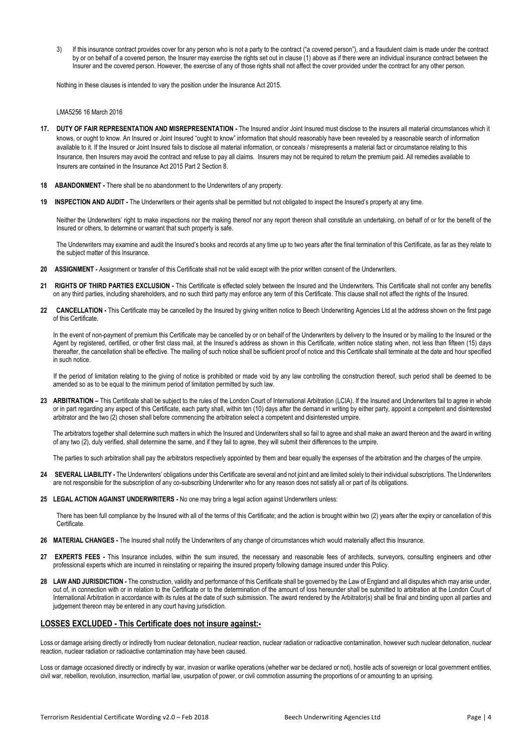3) If this insurance contract provides cover for any person who is not a party to the contract ("a covered person"), and a fraudulent claim is made under the contract by or on behalf of a covered person, the Insurer may exercise the rights set out in clause (1) above as if there were an individual insurance contract between the Insurer and the covered person. However, the exercise of any of those rights shall not affect the cover provided under the contract for any other person.

Nothing in these clauses is intended to vary the position under the Insurance Act 2015.

LMA5256 16 March 2016

**17. DUTY OF FAIR REPRESENTATION AND MISREPRESENTATION -** The Insured and/or Joint Insured must disclose to the insurers all material circumstances which it knows, or ought to know. An Insured or Joint Insured "ought to know" information that should reasonably have been revealed by a reasonable search of information available to it. If the Insured or Joint Insured fails to disclose all material information, or conceals / misrepresents a material fact or circumstance relating to this Insurance, then Insurers may avoid the contract and refuse to pay all claims. Insurers may not be required to return the premium paid. All remedies available to Insurers are contained in the Insurance Act 2015 Part 2 Section 8.

**18 ABANDONMENT -** There shall be no abandonment to the Underwriters of any property.

**19 INSPECTION AND AUDIT -** The Underwriters or their agents shall be permitted but not obligated to inspect the Insured's property at any time.

Neither the Underwriters' right to make inspections nor the making thereof nor any report thereon shall constitute an undertaking, on behalf of or for the benefit of the Insured or others, to determine or warrant that such property is safe.

The Underwriters may examine and audit the Insured's books and records at any time up to two years after the final termination of this Certificate, as far as they relate to the subject matter of this Insurance.

**20 ASSIGNMENT -** Assignment or transfer of this Certificate shall not be valid except with the prior written consent of the Underwriters.

**21 RIGHTS OF THIRD PARTIES EXCLUSION -** This Certificate is effected solely between the Insured and the Underwriters. This Certificate shall not confer any benefits on any third parties, including shareholders, and no such third party may enforce any term of this Certificate. This clause shall not affect the rights of the Insured.

**22 CANCELLATION -** This Certificate may be cancelled by the Insured by giving written notice to Beech Underwriting Agencies Ltd at the address shown on the first page of this Certificate.

In the event of non-payment of premium this Certificate may be cancelled by or on behalf of the Underwriters by delivery to the Insured or by mailing to the Insured or the Agent by registered, certified, or other first class mail, at the Insured's address as shown in this Certificate, written notice stating when, not less than fifteen (15) days thereafter, the cancellation shall be effective. The mailing of such notice shall be sufficient proof of notice and this Certificate shall terminate at the date and hour specified in such notice.

If the period of limitation relating to the giving of notice is prohibited or made void by any law controlling the construction thereof, such period shall be deemed to be amended so as to be equal to the minimum period of limitation permitted by such law.

**23 ARBITRATION –** This Certificate shall be subject to the rules of the London Court of International Arbitration (LCIA). If the Insured and Underwriters fail to agree in whole or in part regarding any aspect of this Certificate, each party shall, within ten (10) days after the demand in writing by either party, appoint a competent and disinterested arbitrator and the two (2) chosen shall before commencing the arbitration select a competent and disinterested umpire.

The arbitrators together shall determine such matters in which the Insured and Underwriters shall so fail to agree and shall make an award thereon and the award in writing of any two (2), duly verified, shall determine the same, and if they fail to agree, they will submit their differences to the umpire.

The parties to such arbitration shall pay the arbitrators respectively appointed by them and bear equally the expenses of the arbitration and the charges of the umpire.

**24 SEVERAL LIABILITY -** The Underwriters' obligations under this Certificate are several and not joint and are limited solely to their individual subscriptions. The Underwriters are not responsible for the subscription of any co-subscribing Underwriter who for any reason does not satisfy all or part of its obligations.

**25 LEGAL ACTION AGAINST UNDERWRITERS -** No one may bring a legal action against Underwriters unless:

There has been full compliance by the Insured with all of the terms of this Certificate; and the action is brought within two (2) years after the expiry or cancellation of this Certificate.

**26 MATERIAL CHANGES -** The Insured shall notify the Underwriters of any change of circumstances which would materially affect this Insurance.

**27 EXPERTS FEES -** This Insurance includes, within the sum insured, the necessary and reasonable fees of architects, surveyors, consulting engineers and other professional experts which are incurred in reinstating or repairing the insured property following damage insured under this Policy.

**28 LAW AND JURISDICTION -** The construction, validity and performance of this Certificate shall be governed by the Law of England and all disputes which may arise under, out of, in connection with or in relation to the Certificate or to the determination of the amount of loss hereunder shall be submitted to arbitration at the London Court of International Arbitration in accordance with its rules at the date of such submission. The award rendered by the Arbitrator(s) shall be final and binding upon all parties and judgement thereon may be entered in any court having jurisdiction.

## LOSSES EXCLUDED - This Certificate does not insure against:-

Loss or damage arising directly or indirectly from nuclear detonation, nuclear reaction, nuclear radiation or radioactive contamination, however such nuclear detonation, nuclear reaction, nuclear radiation or radioactive contamination may have been caused.

Loss or damage occasioned directly or indirectly by war, invasion or warlike operations (whether war be declared or not), hostile acts of sovereign or local government entities, civil war, rebellion, revolution, insurrection, martial law, usurpation of power, or civil commotion assuming the proportions of or amounting to an uprising.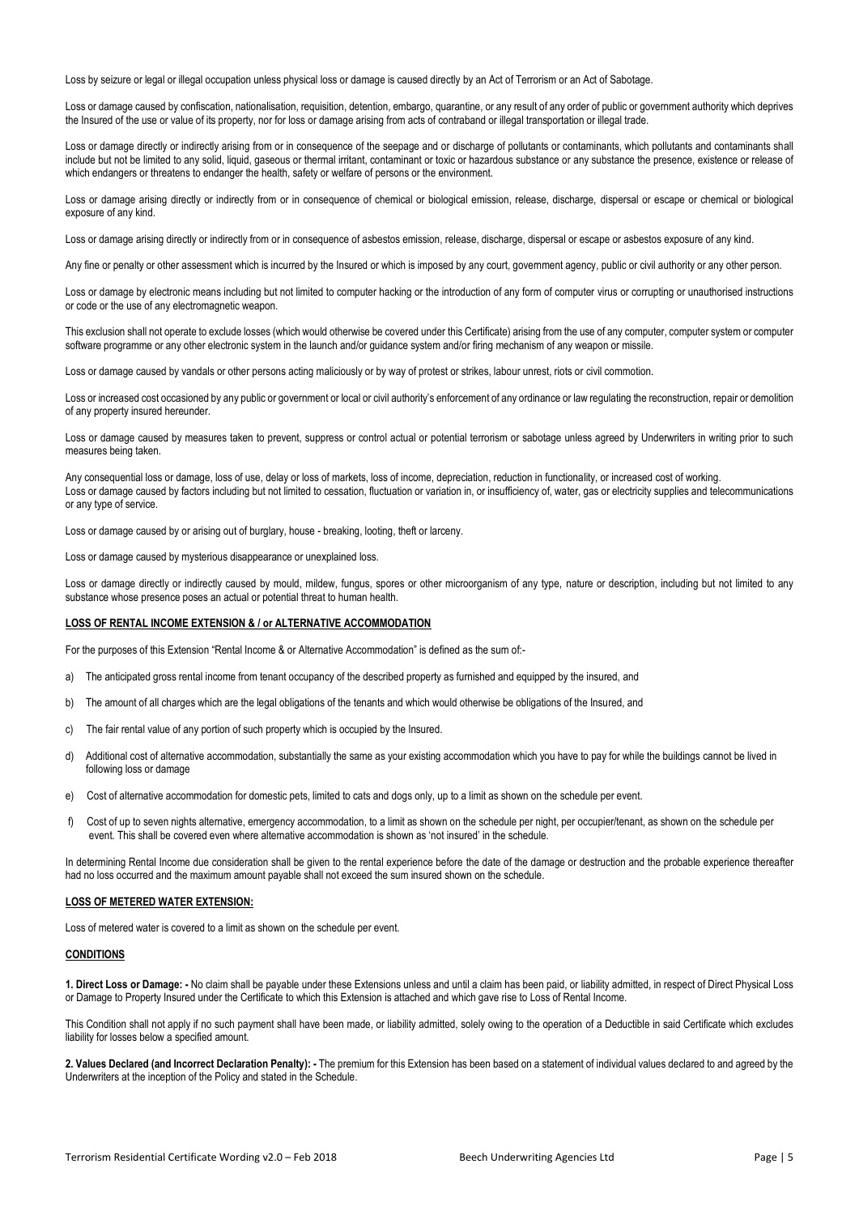Loss by seizure or legal or illegal occupation unless physical loss or damage is caused directly by an Act of Terrorism or an Act of Sabotage.

Loss or damage caused by confiscation, nationalisation, requisition, detention, embargo, quarantine, or any result of any order of public or government authority which deprives the Insured of the use or value of its property, nor for loss or damage arising from acts of contraband or illegal transportation or illegal trade.

Loss or damage directly or indirectly arising from or in consequence of the seepage and or discharge of pollutants or contaminants, which pollutants and contaminants shall include but not be limited to any solid, liquid, gaseous or thermal irritant, contaminant or toxic or hazardous substance or any substance the presence, existence or release of which endangers or threatens to endanger the health, safety or welfare of persons or the environment.

Loss or damage arising directly or indirectly from or in consequence of chemical or biological emission, release, discharge, dispersal or escape or chemical or biological exposure of any kind.

Loss or damage arising directly or indirectly from or in consequence of asbestos emission, release, discharge, dispersal or escape or asbestos exposure of any kind.

Any fine or penalty or other assessment which is incurred by the Insured or which is imposed by any court, government agency, public or civil authority or any other person.

Loss or damage by electronic means including but not limited to computer hacking or the introduction of any form of computer virus or corrupting or unauthorised instructions or code or the use of any electromagnetic weapon.

This exclusion shall not operate to exclude losses (which would otherwise be covered under this Certificate) arising from the use of any computer, computer system or computer software programme or any other electronic system in the launch and/or guidance system and/or firing mechanism of any weapon or missile.

Loss or damage caused by vandals or other persons acting maliciously or by way of protest or strikes, labour unrest, riots or civil commotion.

Loss or increased cost occasioned by any public or government or local or civil authority's enforcement of any ordinance or law regulating the reconstruction, repair or demolition of any property insured hereunder.

Loss or damage caused by measures taken to prevent, suppress or control actual or potential terrorism or sabotage unless agreed by Underwriters in writing prior to such measures being taken.

Any consequential loss or damage, loss of use, delay or loss of markets, loss of income, depreciation, reduction in functionality, or increased cost of working.
Loss or damage caused by factors including but not limited to cessation, fluctuation or variation in, or insufficiency of, water, gas or electricity supplies and telecommunications or any type of service.

Loss or damage caused by or arising out of burglary, house - breaking, looting, theft or larceny.

Loss or damage caused by mysterious disappearance or unexplained loss.

Loss or damage directly or indirectly caused by mould, mildew, fungus, spores or other microorganism of any type, nature or description, including but not limited to any substance whose presence poses an actual or potential threat to human health.

**LOSS OF RENTAL INCOME EXTENSION & / or ALTERNATIVE ACCOMMODATION**

For the purposes of this Extension "Rental Income & or Alternative Accommodation" is defined as the sum of:-

a) The anticipated gross rental income from tenant occupancy of the described property as furnished and equipped by the insured, and

b) The amount of all charges which are the legal obligations of the tenants and which would otherwise be obligations of the Insured, and

c) The fair rental value of any portion of such property which is occupied by the Insured.

d) Additional cost of alternative accommodation, substantially the same as your existing accommodation which you have to pay for while the buildings cannot be lived in following loss or damage

e) Cost of alternative accommodation for domestic pets, limited to cats and dogs only, up to a limit as shown on the schedule per event.

f) Cost of up to seven nights alternative, emergency accommodation, to a limit as shown on the schedule per night, per occupier/tenant, as shown on the schedule per event. This shall be covered even where alternative accommodation is shown as 'not insured' in the schedule.

In determining Rental Income due consideration shall be given to the rental experience before the date of the damage or destruction and the probable experience thereafter had no loss occurred and the maximum amount payable shall not exceed the sum insured shown on the schedule.

**LOSS OF METERED WATER EXTENSION:**

Loss of metered water is covered to a limit as shown on the schedule per event.

**CONDITIONS**

**1. Direct Loss or Damage: -** No claim shall be payable under these Extensions unless and until a claim has been paid, or liability admitted, in respect of Direct Physical Loss or Damage to Property Insured under the Certificate to which this Extension is attached and which gave rise to Loss of Rental Income.

This Condition shall not apply if no such payment shall have been made, or liability admitted, solely owing to the operation of a Deductible in said Certificate which excludes liability for losses below a specified amount.

**2. Values Declared (and Incorrect Declaration Penalty): -** The premium for this Extension has been based on a statement of individual values declared to and agreed by the Underwriters at the inception of the Policy and stated in the Schedule.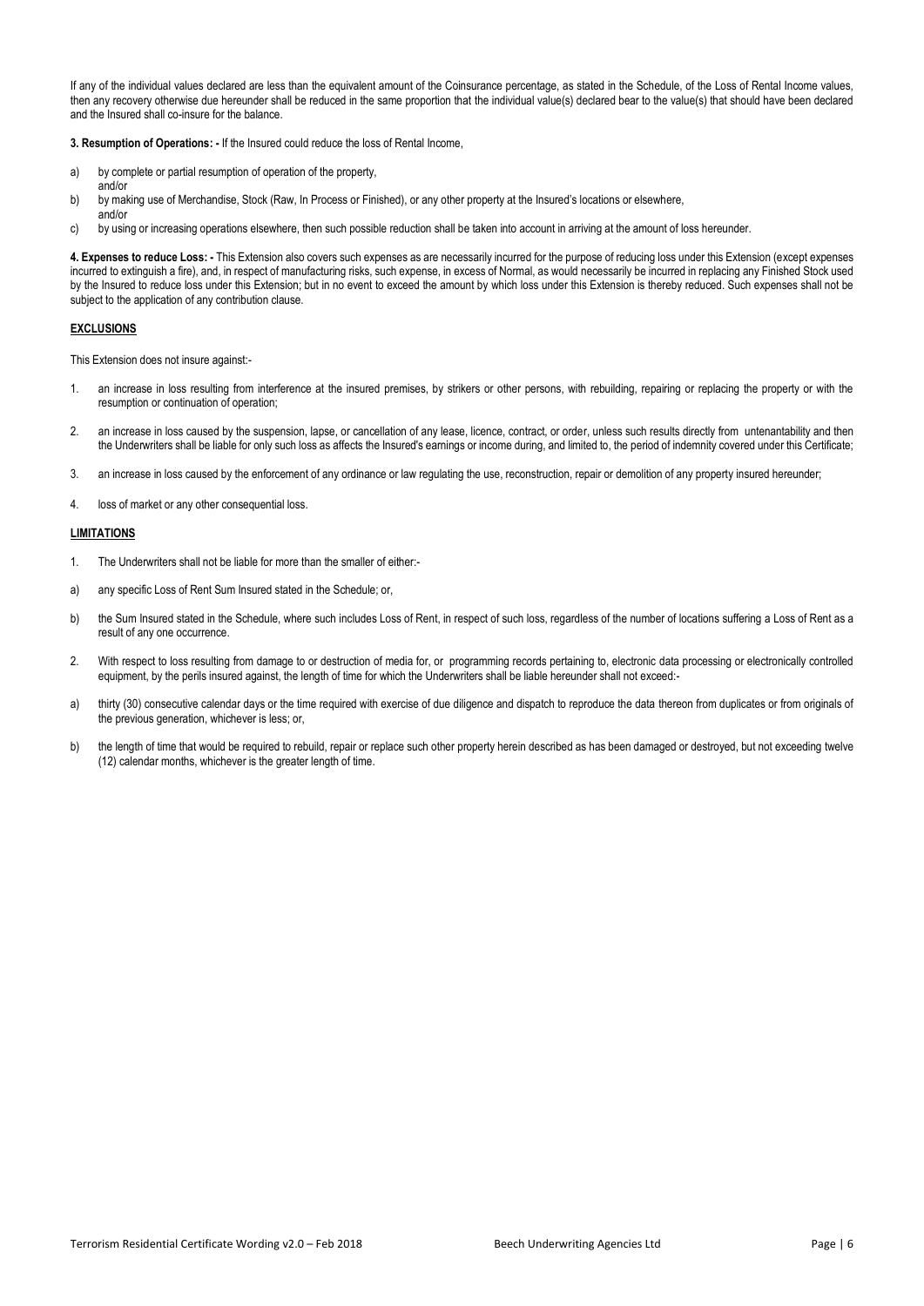If any of the individual values declared are less than the equivalent amount of the Coinsurance percentage, as stated in the Schedule, of the Loss of Rental Income values, then any recovery otherwise due hereunder shall be reduced in the same proportion that the individual value(s) declared bear to the value(s) that should have been declared and the Insured shall co-insure for the balance.

**3. Resumption of Operations: -** If the Insured could reduce the loss of Rental Income,

a) by complete or partial resumption of operation of the property,
   and/or
b) by making use of Merchandise, Stock (Raw, In Process or Finished), or any other property at the Insured's locations or elsewhere,
   and/or
c) by using or increasing operations elsewhere, then such possible reduction shall be taken into account in arriving at the amount of loss hereunder.

**4. Expenses to reduce Loss: -** This Extension also covers such expenses as are necessarily incurred for the purpose of reducing loss under this Extension (except expenses incurred to extinguish a fire), and, in respect of manufacturing risks, such expense, in excess of Normal, as would necessarily be incurred in replacing any Finished Stock used by the Insured to reduce loss under this Extension; but in no event to exceed the amount by which loss under this Extension is thereby reduced. Such expenses shall not be subject to the application of any contribution clause.

**EXCLUSIONS**

This Extension does not insure against:-

1. an increase in loss resulting from interference at the insured premises, by strikers or other persons, with rebuilding, repairing or replacing the property or with the resumption or continuation of operation;

2. an increase in loss caused by the suspension, lapse, or cancellation of any lease, licence, contract, or order, unless such results directly from untenantability and then the Underwriters shall be liable for only such loss as affects the Insured's earnings or income during, and limited to, the period of indemnity covered under this Certificate;

3. an increase in loss caused by the enforcement of any ordinance or law regulating the use, reconstruction, repair or demolition of any property insured hereunder;

4. loss of market or any other consequential loss.

**LIMITATIONS**

1. The Underwriters shall not be liable for more than the smaller of either:-

a) any specific Loss of Rent Sum Insured stated in the Schedule; or,

b) the Sum Insured stated in the Schedule, where such includes Loss of Rent, in respect of such loss, regardless of the number of locations suffering a Loss of Rent as a result of any one occurrence.

2. With respect to loss resulting from damage to or destruction of media for, or programming records pertaining to, electronic data processing or electronically controlled equipment, by the perils insured against, the length of time for which the Underwriters shall be liable hereunder shall not exceed:-

a) thirty (30) consecutive calendar days or the time required with exercise of due diligence and dispatch to reproduce the data thereon from duplicates or from originals of the previous generation, whichever is less; or,

b) the length of time that would be required to rebuild, repair or replace such other property herein described as has been damaged or destroyed, but not exceeding twelve (12) calendar months, whichever is the greater length of time.